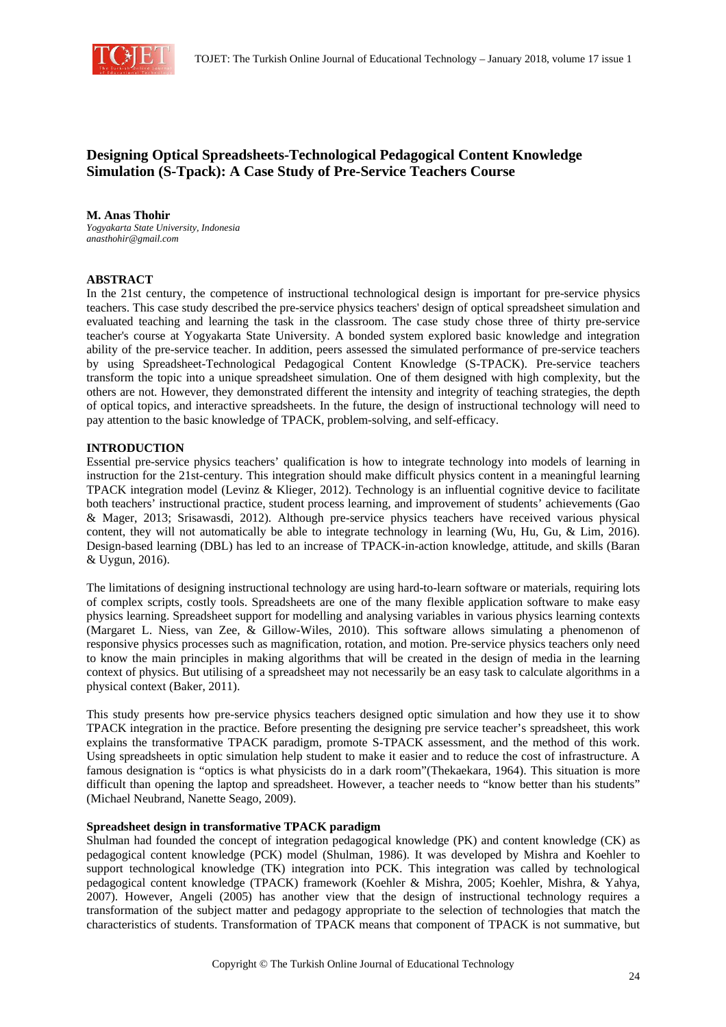# Designing Optical Spreadsheets-Technological Pedagogical Content Knowledge Simulation (S-Tpack): A Case Study of Pre-Service Teachers Course

**M. Anas Thohir**
*Yogyakarta State University, Indonesia*
*anasthohir@gmail.com*

## ABSTRACT

In the 21st century, the competence of instructional technological design is important for pre-service physics teachers. This case study described the pre-service physics teachers' design of optical spreadsheet simulation and evaluated teaching and learning the task in the classroom. The case study chose three of thirty pre-service teacher's course at Yogyakarta State University. A bonded system explored basic knowledge and integration ability of the pre-service teacher. In addition, peers assessed the simulated performance of pre-service teachers by using Spreadsheet-Technological Pedagogical Content Knowledge (S-TPACK). Pre-service teachers transform the topic into a unique spreadsheet simulation. One of them designed with high complexity, but the others are not. However, they demonstrated different the intensity and integrity of teaching strategies, the depth of optical topics, and interactive spreadsheets. In the future, the design of instructional technology will need to pay attention to the basic knowledge of TPACK, problem-solving, and self-efficacy.

## INTRODUCTION

Essential pre-service physics teachers' qualification is how to integrate technology into models of learning in instruction for the 21st-century. This integration should make difficult physics content in a meaningful learning TPACK integration model (Levinz & Klieger, 2012). Technology is an influential cognitive device to facilitate both teachers' instructional practice, student process learning, and improvement of students' achievements (Gao & Mager, 2013; Srisawasdi, 2012). Although pre-service physics teachers have received various physical content, they will not automatically be able to integrate technology in learning (Wu, Hu, Gu, & Lim, 2016). Design-based learning (DBL) has led to an increase of TPACK-in-action knowledge, attitude, and skills (Baran & Uygun, 2016).

The limitations of designing instructional technology are using hard-to-learn software or materials, requiring lots of complex scripts, costly tools. Spreadsheets are one of the many flexible application software to make easy physics learning. Spreadsheet support for modelling and analysing variables in various physics learning contexts (Margaret L. Niess, van Zee, & Gillow-Wiles, 2010). This software allows simulating a phenomenon of responsive physics processes such as magnification, rotation, and motion. Pre-service physics teachers only need to know the main principles in making algorithms that will be created in the design of media in the learning context of physics. But utilising of a spreadsheet may not necessarily be an easy task to calculate algorithms in a physical context (Baker, 2011).

This study presents how pre-service physics teachers designed optic simulation and how they use it to show TPACK integration in the practice. Before presenting the designing pre service teacher's spreadsheet, this work explains the transformative TPACK paradigm, promote S-TPACK assessment, and the method of this work. Using spreadsheets in optic simulation help student to make it easier and to reduce the cost of infrastructure. A famous designation is "optics is what physicists do in a dark room"(Thekaekara, 1964). This situation is more difficult than opening the laptop and spreadsheet. However, a teacher needs to "know better than his students" (Michael Neubrand, Nanette Seago, 2009).

### Spreadsheet design in transformative TPACK paradigm

Shulman had founded the concept of integration pedagogical knowledge (PK) and content knowledge (CK) as pedagogical content knowledge (PCK) model (Shulman, 1986). It was developed by Mishra and Koehler to support technological knowledge (TK) integration into PCK. This integration was called by technological pedagogical content knowledge (TPACK) framework (Koehler & Mishra, 2005; Koehler, Mishra, & Yahya, 2007). However, Angeli (2005) has another view that the design of instructional technology requires a transformation of the subject matter and pedagogy appropriate to the selection of technologies that match the characteristics of students. Transformation of TPACK means that component of TPACK is not summative, but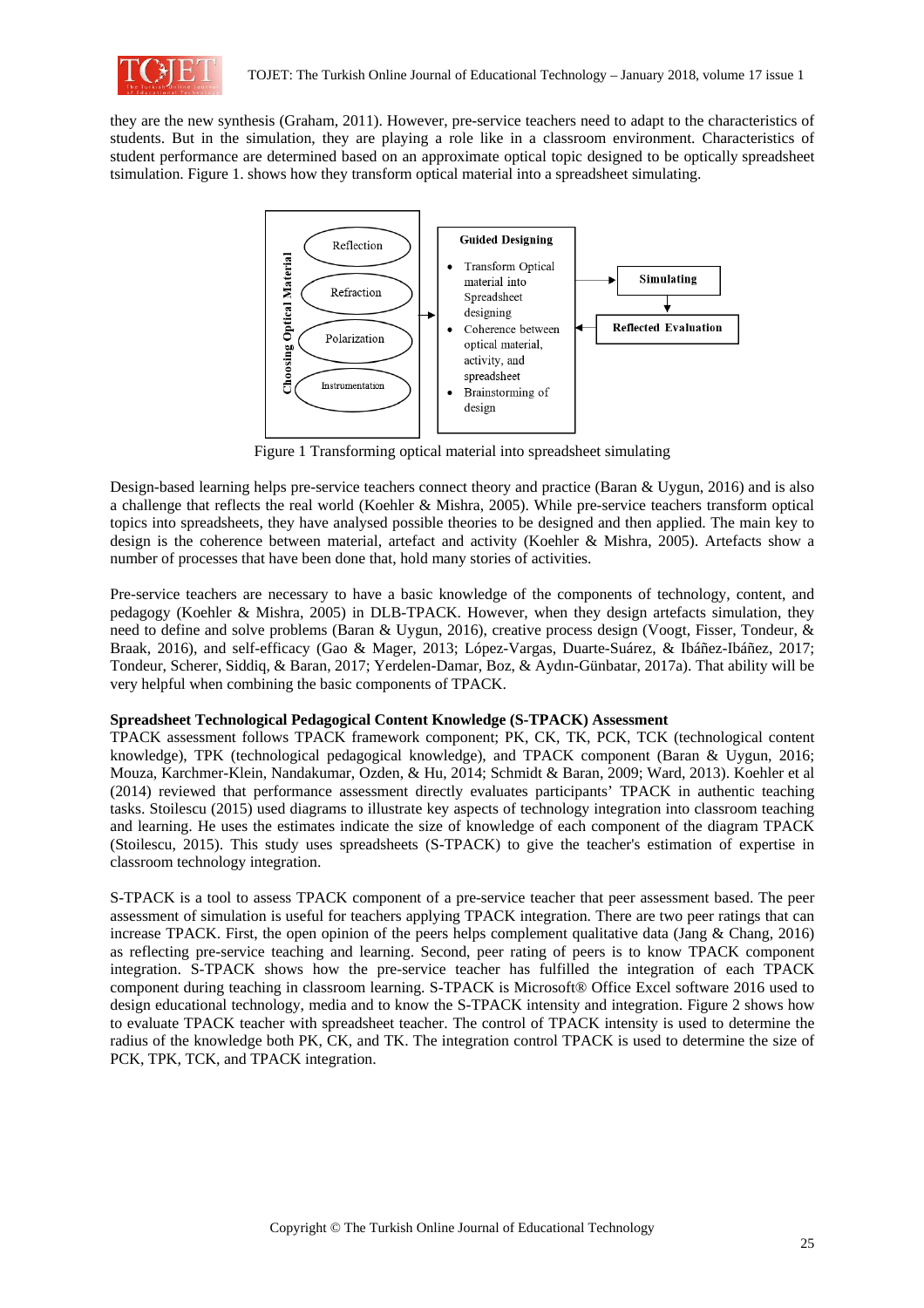they are the new synthesis (Graham, 2011). However, pre-service teachers need to adapt to the characteristics of students. But in the simulation, they are playing a role like in a classroom environment. Characteristics of student performance are determined based on an approximate optical topic designed to be optically spreadsheet tsimulation. Figure 1. shows how they transform optical material into a spreadsheet simulating.

Figure 1 Transforming optical material into spreadsheet simulating

Design-based learning helps pre-service teachers connect theory and practice (Baran & Uygun, 2016) and is also a challenge that reflects the real world (Koehler & Mishra, 2005). While pre-service teachers transform optical topics into spreadsheets, they have analysed possible theories to be designed and then applied. The main key to design is the coherence between material, artefact and activity (Koehler & Mishra, 2005). Artefacts show a number of processes that have been done that, hold many stories of activities.

Pre-service teachers are necessary to have a basic knowledge of the components of technology, content, and pedagogy (Koehler & Mishra, 2005) in DLB-TPACK. However, when they design artefacts simulation, they need to define and solve problems (Baran & Uygun, 2016), creative process design (Voogt, Fisser, Tondeur, & Braak, 2016), and self-efficacy (Gao & Mager, 2013; López-Vargas, Duarte-Suárez, & Ibáñez-Ibáñez, 2017; Tondeur, Scherer, Siddiq, & Baran, 2017; Yerdelen-Damar, Boz, & Aydın-Günbatar, 2017a). That ability will be very helpful when combining the basic components of TPACK.

**Spreadsheet Technological Pedagogical Content Knowledge (S-TPACK) Assessment**

TPACK assessment follows TPACK framework component; PK, CK, TK, PCK, TCK (technological content knowledge), TPK (technological pedagogical knowledge), and TPACK component (Baran & Uygun, 2016; Mouza, Karchmer-Klein, Nandakumar, Ozden, & Hu, 2014; Schmidt & Baran, 2009; Ward, 2013). Koehler et al (2014) reviewed that performance assessment directly evaluates participants' TPACK in authentic teaching tasks. Stoilescu (2015) used diagrams to illustrate key aspects of technology integration into classroom teaching and learning. He uses the estimates indicate the size of knowledge of each component of the diagram TPACK (Stoilescu, 2015). This study uses spreadsheets (S-TPACK) to give the teacher's estimation of expertise in classroom technology integration.

S-TPACK is a tool to assess TPACK component of a pre-service teacher that peer assessment based. The peer assessment of simulation is useful for teachers applying TPACK integration. There are two peer ratings that can increase TPACK. First, the open opinion of the peers helps complement qualitative data (Jang & Chang, 2016) as reflecting pre-service teaching and learning. Second, peer rating of peers is to know TPACK component integration. S-TPACK shows how the pre-service teacher has fulfilled the integration of each TPACK component during teaching in classroom learning. S-TPACK is Microsoft® Office Excel software 2016 used to design educational technology, media and to know the S-TPACK intensity and integration. Figure 2 shows how to evaluate TPACK teacher with spreadsheet teacher. The control of TPACK intensity is used to determine the radius of the knowledge both PK, CK, and TK. The integration control TPACK is used to determine the size of PCK, TPK, TCK, and TPACK integration.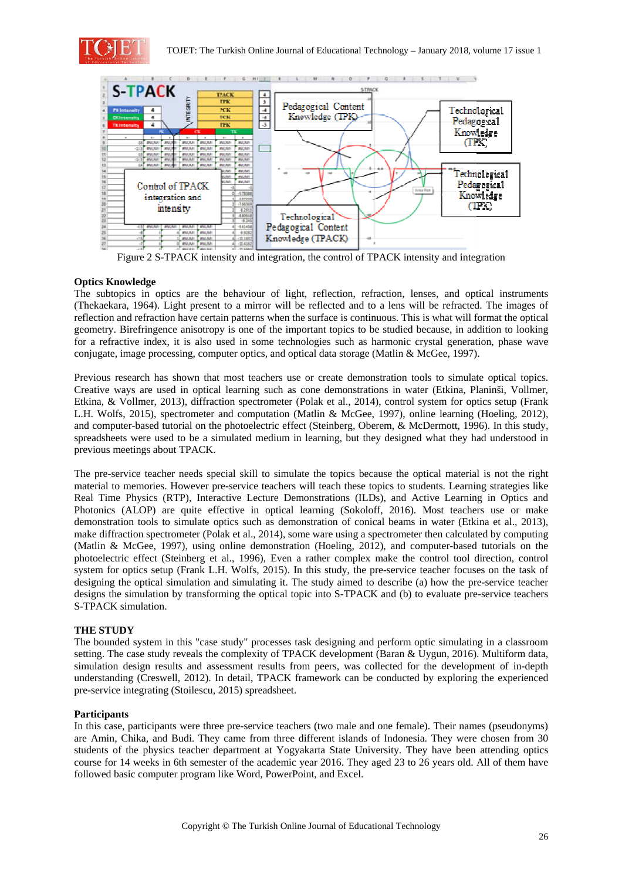Figure 2 S-TPACK intensity and integration, the control of TPACK intensity and integration

**Optics Knowledge**

The subtopics in optics are the behaviour of light, reflection, refraction, lenses, and optical instruments (Thekaekara, 1964). Light present to a mirror will be reflected and to a lens will be refracted. The images of reflection and refraction have certain patterns when the surface is continuous. This is what will format the optical geometry. Birefringence anisotropy is one of the important topics to be studied because, in addition to looking for a refractive index, it is also used in some technologies such as harmonic crystal generation, phase wave conjugate, image processing, computer optics, and optical data storage (Matlin & McGee, 1997).

Previous research has shown that most teachers use or create demonstration tools to simulate optical topics. Creative ways are used in optical learning such as cone demonstrations in water (Etkina, Planinši, Vollmer, Etkina, & Vollmer, 2013), diffraction spectrometer (Polak et al., 2014), control system for optics setup (Frank L.H. Wolfs, 2015), spectrometer and computation (Matlin & McGee, 1997), online learning (Hoeling, 2012), and computer-based tutorial on the photoelectric effect (Steinberg, Oberem, & McDermott, 1996). In this study, spreadsheets were used to be a simulated medium in learning, but they designed what they had understood in previous meetings about TPACK.

The pre-service teacher needs special skill to simulate the topics because the optical material is not the right material to memories. However pre-service teachers will teach these topics to students. Learning strategies like Real Time Physics (RTP), Interactive Lecture Demonstrations (ILDs), and Active Learning in Optics and Photonics (ALOP) are quite effective in optical learning (Sokoloff, 2016). Most teachers use or make demonstration tools to simulate optics such as demonstration of conical beams in water (Etkina et al., 2013), make diffraction spectrometer (Polak et al., 2014), some ware using a spectrometer then calculated by computing (Matlin & McGee, 1997), using online demonstration (Hoeling, 2012), and computer-based tutorials on the photoelectric effect (Steinberg et al., 1996), Even a rather complex make the control tool direction, control system for optics setup (Frank L.H. Wolfs, 2015). In this study, the pre-service teacher focuses on the task of designing the optical simulation and simulating it. The study aimed to describe (a) how the pre-service teacher designs the simulation by transforming the optical topic into S-TPACK and (b) to evaluate pre-service teachers S-TPACK simulation.

## THE STUDY

The bounded system in this "case study" processes task designing and perform optic simulating in a classroom setting. The case study reveals the complexity of TPACK development (Baran & Uygun, 2016). Multiform data, simulation design results and assessment results from peers, was collected for the development of in-depth understanding (Creswell, 2012). In detail, TPACK framework can be conducted by exploring the experienced pre-service integrating (Stoilescu, 2015) spreadsheet.

### Participants

In this case, participants were three pre-service teachers (two male and one female). Their names (pseudonyms) are Amin, Chika, and Budi. They came from three different islands of Indonesia. They were chosen from 30 students of the physics teacher department at Yogyakarta State University. They have been attending optics course for 14 weeks in 6th semester of the academic year 2016. They aged 23 to 26 years old. All of them have followed basic computer program like Word, PowerPoint, and Excel.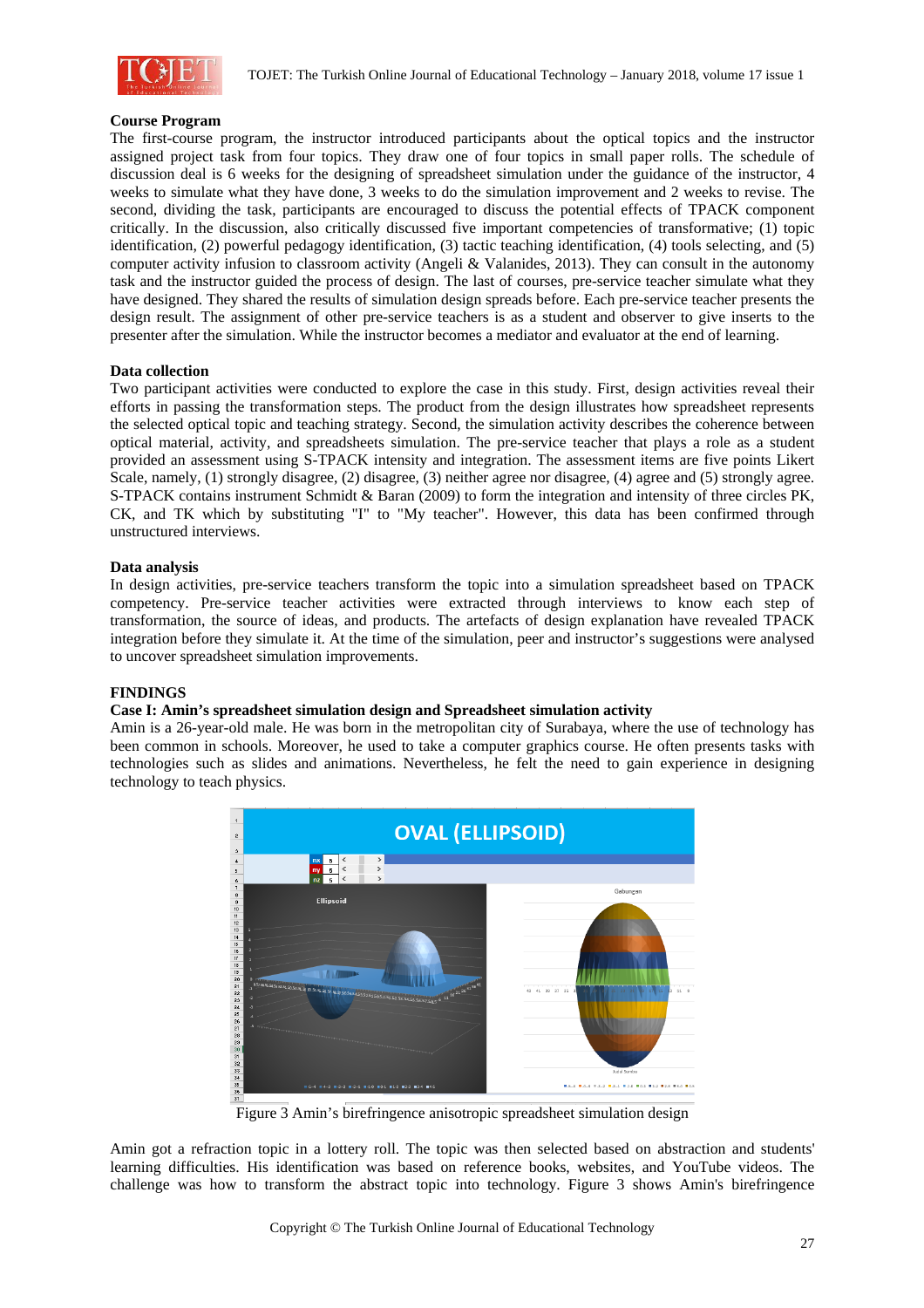**Course Program**

The first-course program, the instructor introduced participants about the optical topics and the instructor assigned project task from four topics. They draw one of four topics in small paper rolls. The schedule of discussion deal is 6 weeks for the designing of spreadsheet simulation under the guidance of the instructor, 4 weeks to simulate what they have done, 3 weeks to do the simulation improvement and 2 weeks to revise. The second, dividing the task, participants are encouraged to discuss the potential effects of TPACK component critically. In the discussion, also critically discussed five important competencies of transformative; (1) topic identification, (2) powerful pedagogy identification, (3) tactic teaching identification, (4) tools selecting, and (5) computer activity infusion to classroom activity (Angeli & Valanides, 2013). They can consult in the autonomy task and the instructor guided the process of design. The last of courses, pre-service teacher simulate what they have designed. They shared the results of simulation design spreads before. Each pre-service teacher presents the design result. The assignment of other pre-service teachers is as a student and observer to give inserts to the presenter after the simulation. While the instructor becomes a mediator and evaluator at the end of learning.

**Data collection**

Two participant activities were conducted to explore the case in this study. First, design activities reveal their efforts in passing the transformation steps. The product from the design illustrates how spreadsheet represents the selected optical topic and teaching strategy. Second, the simulation activity describes the coherence between optical material, activity, and spreadsheets simulation. The pre-service teacher that plays a role as a student provided an assessment using S-TPACK intensity and integration. The assessment items are five points Likert Scale, namely, (1) strongly disagree, (2) disagree, (3) neither agree nor disagree, (4) agree and (5) strongly agree. S-TPACK contains instrument Schmidt & Baran (2009) to form the integration and intensity of three circles PK, CK, and TK which by substituting "I" to "My teacher". However, this data has been confirmed through unstructured interviews.

**Data analysis**

In design activities, pre-service teachers transform the topic into a simulation spreadsheet based on TPACK competency. Pre-service teacher activities were extracted through interviews to know each step of transformation, the source of ideas, and products. The artefacts of design explanation have revealed TPACK integration before they simulate it. At the time of the simulation, peer and instructor's suggestions were analysed to uncover spreadsheet simulation improvements.

## FINDINGS

### Case I: Amin's spreadsheet simulation design and Spreadsheet simulation activity

Amin is a 26-year-old male. He was born in the metropolitan city of Surabaya, where the use of technology has been common in schools. Moreover, he used to take a computer graphics course. He often presents tasks with technologies such as slides and animations. Nevertheless, he felt the need to gain experience in designing technology to teach physics.

Figure 3 Amin's birefringence anisotropic spreadsheet simulation design

Amin got a refraction topic in a lottery roll. The topic was then selected based on abstraction and students' learning difficulties. His identification was based on reference books, websites, and YouTube videos. The challenge was how to transform the abstract topic into technology. Figure 3 shows Amin's birefringence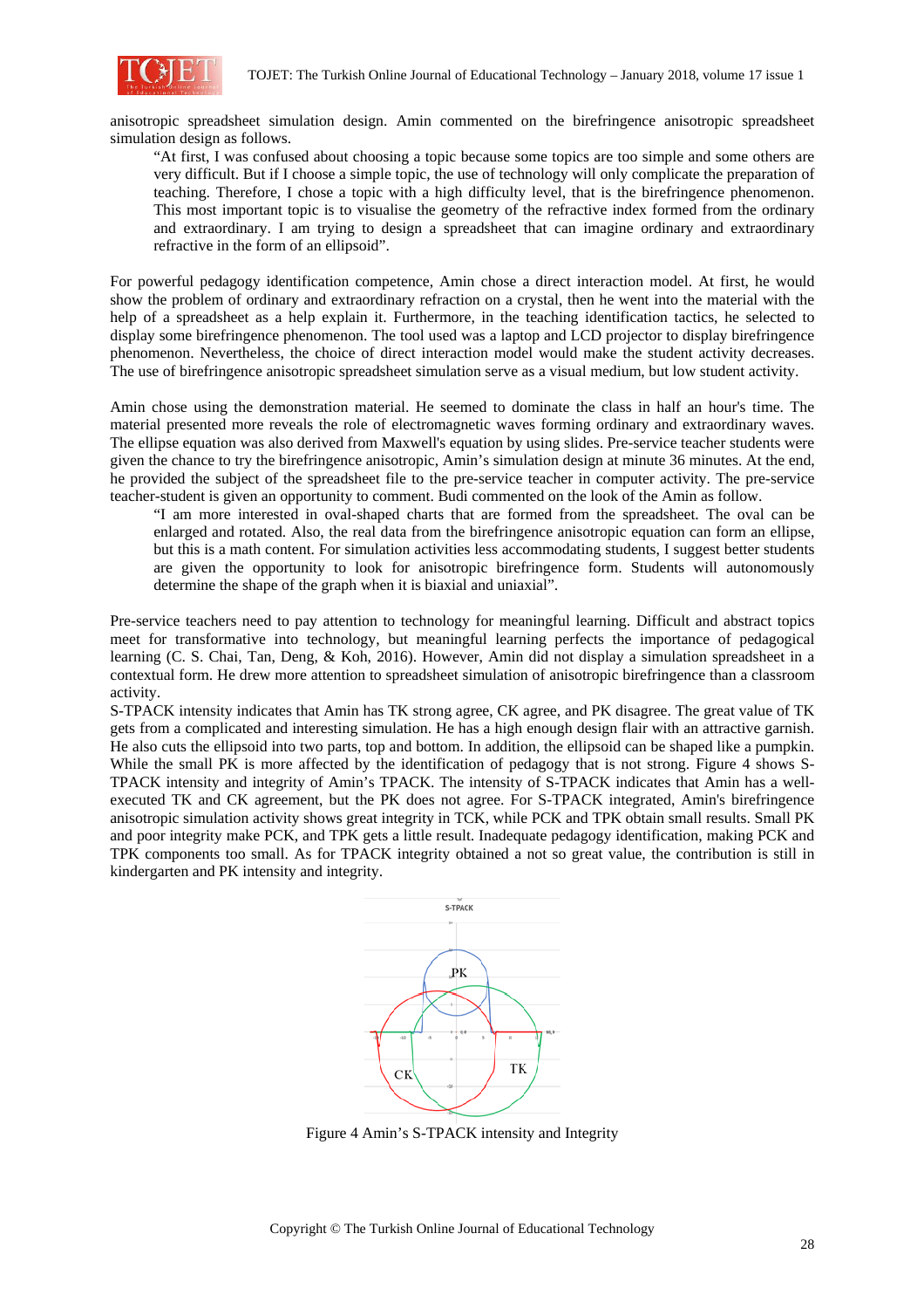anisotropic spreadsheet simulation design. Amin commented on the birefringence anisotropic spreadsheet simulation design as follows.

> "At first, I was confused about choosing a topic because some topics are too simple and some others are very difficult. But if I choose a simple topic, the use of technology will only complicate the preparation of teaching. Therefore, I chose a topic with a high difficulty level, that is the birefringence phenomenon. This most important topic is to visualise the geometry of the refractive index formed from the ordinary and extraordinary. I am trying to design a spreadsheet that can imagine ordinary and extraordinary refractive in the form of an ellipsoid".

For powerful pedagogy identification competence, Amin chose a direct interaction model. At first, he would show the problem of ordinary and extraordinary refraction on a crystal, then he went into the material with the help of a spreadsheet as a help explain it. Furthermore, in the teaching identification tactics, he selected to display some birefringence phenomenon. The tool used was a laptop and LCD projector to display birefringence phenomenon. Nevertheless, the choice of direct interaction model would make the student activity decreases. The use of birefringence anisotropic spreadsheet simulation serve as a visual medium, but low student activity.

Amin chose using the demonstration material. He seemed to dominate the class in half an hour's time. The material presented more reveals the role of electromagnetic waves forming ordinary and extraordinary waves. The ellipse equation was also derived from Maxwell's equation by using slides. Pre-service teacher students were given the chance to try the birefringence anisotropic, Amin's simulation design at minute 36 minutes. At the end, he provided the subject of the spreadsheet file to the pre-service teacher in computer activity. The pre-service teacher-student is given an opportunity to comment. Budi commented on the look of the Amin as follow.

> "I am more interested in oval-shaped charts that are formed from the spreadsheet. The oval can be enlarged and rotated. Also, the real data from the birefringence anisotropic equation can form an ellipse, but this is a math content. For simulation activities less accommodating students, I suggest better students are given the opportunity to look for anisotropic birefringence form. Students will autonomously determine the shape of the graph when it is biaxial and uniaxial".

Pre-service teachers need to pay attention to technology for meaningful learning. Difficult and abstract topics meet for transformative into technology, but meaningful learning perfects the importance of pedagogical learning (C. S. Chai, Tan, Deng, & Koh, 2016). However, Amin did not display a simulation spreadsheet in a contextual form. He drew more attention to spreadsheet simulation of anisotropic birefringence than a classroom activity.

S-TPACK intensity indicates that Amin has TK strong agree, CK agree, and PK disagree. The great value of TK gets from a complicated and interesting simulation. He has a high enough design flair with an attractive garnish. He also cuts the ellipsoid into two parts, top and bottom. In addition, the ellipsoid can be shaped like a pumpkin. While the small PK is more affected by the identification of pedagogy that is not strong. Figure 4 shows S-TPACK intensity and integrity of Amin's TPACK. The intensity of S-TPACK indicates that Amin has a well-executed TK and CK agreement, but the PK does not agree. For S-TPACK integrated, Amin's birefringence anisotropic simulation activity shows great integrity in TCK, while PCK and TPK obtain small results. Small PK and poor integrity make PCK, and TPK gets a little result. Inadequate pedagogy identification, making PCK and TPK components too small. As for TPACK integrity obtained a not so great value, the contribution is still in kindergarten and PK intensity and integrity.

Figure 4 Amin's S-TPACK intensity and Integrity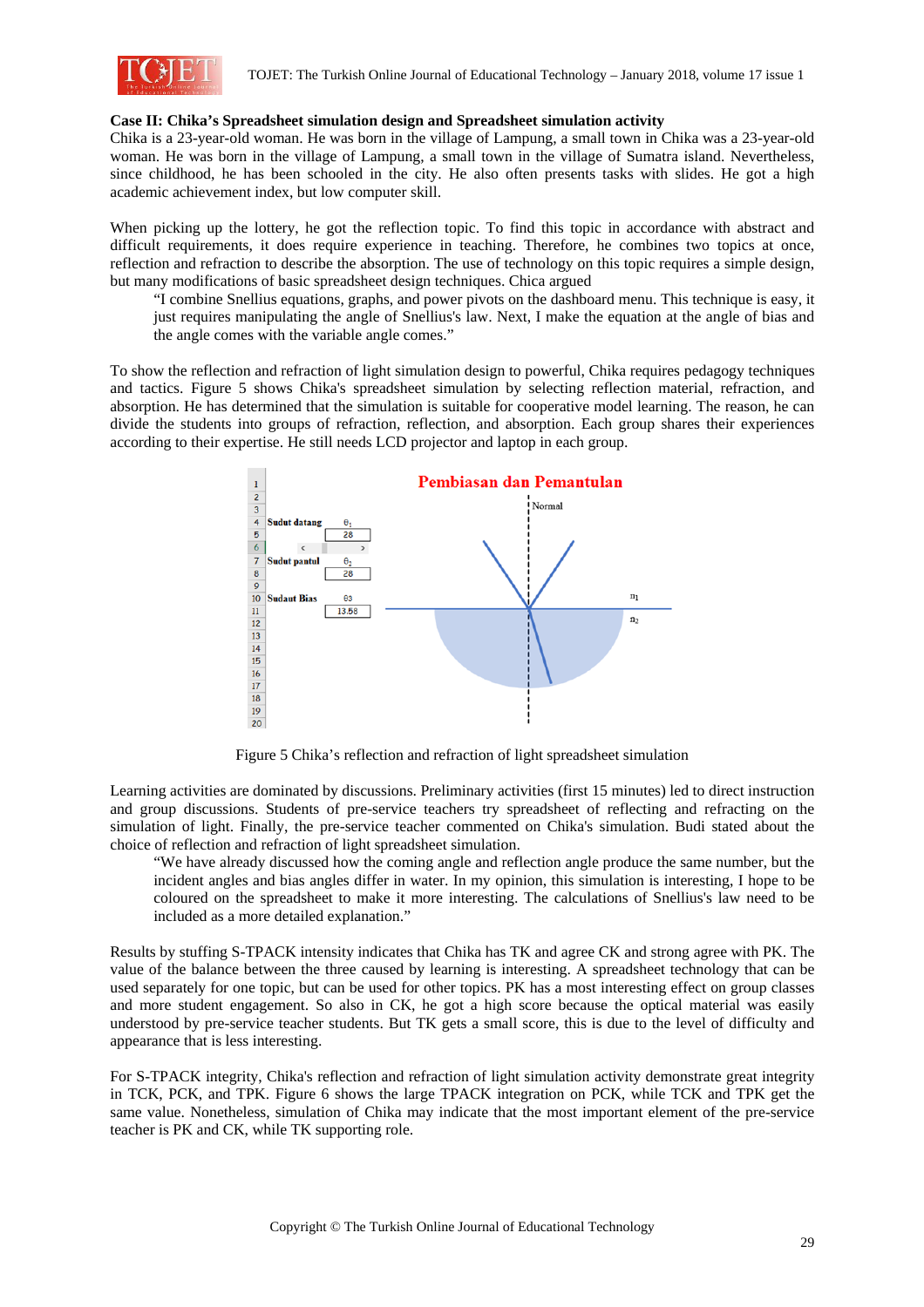**Case II: Chika's Spreadsheet simulation design and Spreadsheet simulation activity**

Chika is a 23-year-old woman. He was born in the village of Lampung, a small town in Chika was a 23-year-old woman. He was born in the village of Lampung, a small town in the village of Sumatra island. Nevertheless, since childhood, he has been schooled in the city. He also often presents tasks with slides. He got a high academic achievement index, but low computer skill.

When picking up the lottery, he got the reflection topic. To find this topic in accordance with abstract and difficult requirements, it does require experience in teaching. Therefore, he combines two topics at once, reflection and refraction to describe the absorption. The use of technology on this topic requires a simple design, but many modifications of basic spreadsheet design techniques. Chica argued

> "I combine Snellius equations, graphs, and power pivots on the dashboard menu. This technique is easy, it just requires manipulating the angle of Snellius's law. Next, I make the equation at the angle of bias and the angle comes with the variable angle comes."

To show the reflection and refraction of light simulation design to powerful, Chika requires pedagogy techniques and tactics. Figure 5 shows Chika's spreadsheet simulation by selecting reflection material, refraction, and absorption. He has determined that the simulation is suitable for cooperative model learning. The reason, he can divide the students into groups of refraction, reflection, and absorption. Each group shares their experiences according to their expertise. He still needs LCD projector and laptop in each group.

Figure 5 Chika's reflection and refraction of light spreadsheet simulation

Learning activities are dominated by discussions. Preliminary activities (first 15 minutes) led to direct instruction and group discussions. Students of pre-service teachers try spreadsheet of reflecting and refracting on the simulation of light. Finally, the pre-service teacher commented on Chika's simulation. Budi stated about the choice of reflection and refraction of light spreadsheet simulation.

> "We have already discussed how the coming angle and reflection angle produce the same number, but the incident angles and bias angles differ in water. In my opinion, this simulation is interesting, I hope to be coloured on the spreadsheet to make it more interesting. The calculations of Snellius's law need to be included as a more detailed explanation."

Results by stuffing S-TPACK intensity indicates that Chika has TK and agree CK and strong agree with PK. The value of the balance between the three caused by learning is interesting. A spreadsheet technology that can be used separately for one topic, but can be used for other topics. PK has a most interesting effect on group classes and more student engagement. So also in CK, he got a high score because the optical material was easily understood by pre-service teacher students. But TK gets a small score, this is due to the level of difficulty and appearance that is less interesting.

For S-TPACK integrity, Chika's reflection and refraction of light simulation activity demonstrate great integrity in TCK, PCK, and TPK. Figure 6 shows the large TPACK integration on PCK, while TCK and TPK get the same value. Nonetheless, simulation of Chika may indicate that the most important element of the pre-service teacher is PK and CK, while TK supporting role.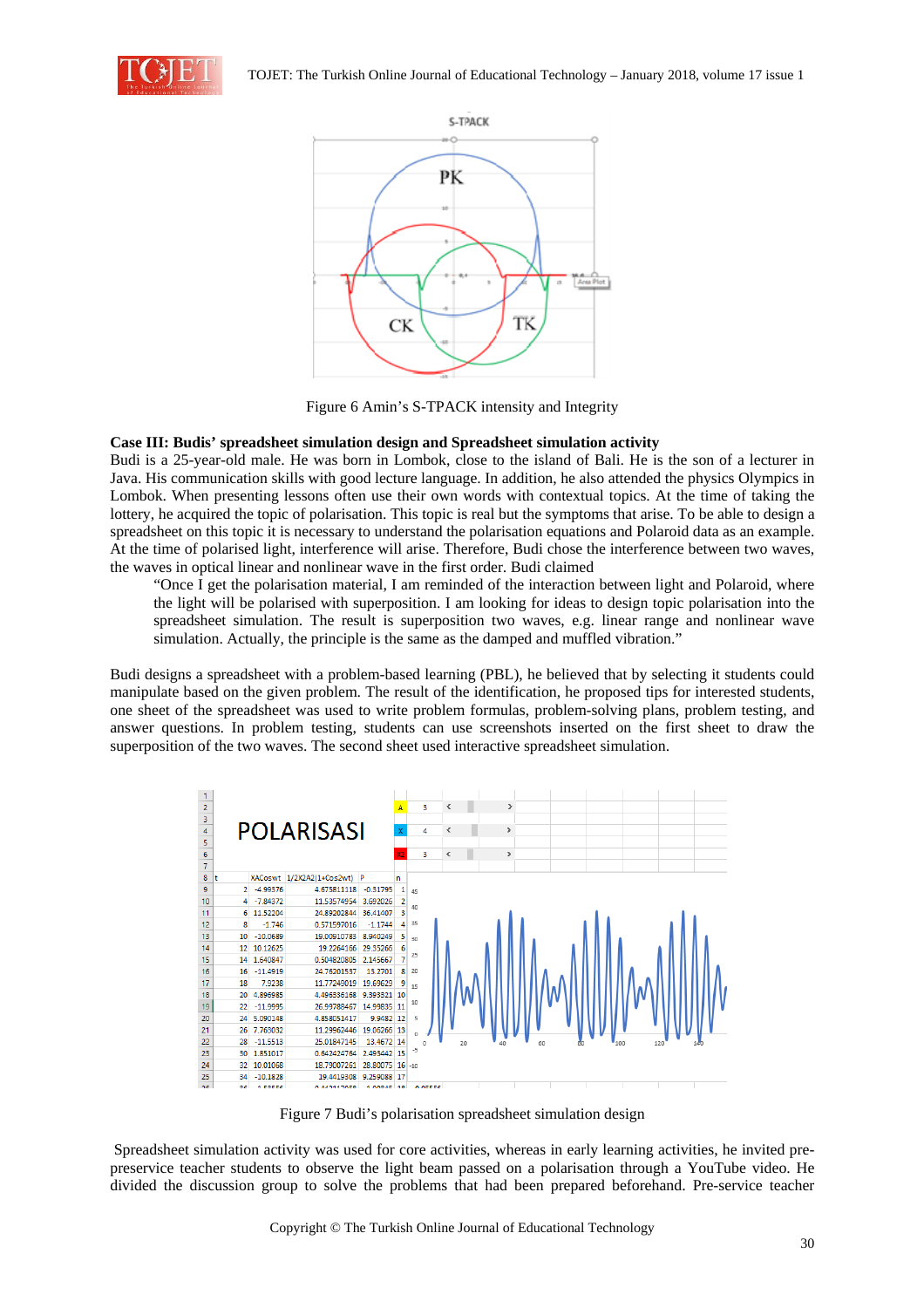Figure 6 Amin's S-TPACK intensity and Integrity

**Case III: Budis' spreadsheet simulation design and Spreadsheet simulation activity**

Budi is a 25-year-old male. He was born in Lombok, close to the island of Bali. He is the son of a lecturer in Java. His communication skills with good lecture language. In addition, he also attended the physics Olympics in Lombok. When presenting lessons often use their own words with contextual topics. At the time of taking the lottery, he acquired the topic of polarisation. This topic is real but the symptoms that arise. To be able to design a spreadsheet on this topic it is necessary to understand the polarisation equations and Polaroid data as an example. At the time of polarised light, interference will arise. Therefore, Budi chose the interference between two waves, the waves in optical linear and nonlinear wave in the first order. Budi claimed

> "Once I get the polarisation material, I am reminded of the interaction between light and Polaroid, where the light will be polarised with superposition. I am looking for ideas to design topic polarisation into the spreadsheet simulation. The result is superposition two waves, e.g. linear range and nonlinear wave simulation. Actually, the principle is the same as the damped and muffled vibration."

Budi designs a spreadsheet with a problem-based learning (PBL), he believed that by selecting it students could manipulate based on the given problem. The result of the identification, he proposed tips for interested students, one sheet of the spreadsheet was used to write problem formulas, problem-solving plans, problem testing, and answer questions. In problem testing, students can use screenshots inserted on the first sheet to draw the superposition of the two waves. The second sheet used interactive spreadsheet simulation.

Figure 7 Budi's polarisation spreadsheet simulation design

Spreadsheet simulation activity was used for core activities, whereas in early learning activities, he invited pre-preservice teacher students to observe the light beam passed on a polarisation through a YouTube video. He divided the discussion group to solve the problems that had been prepared beforehand. Pre-service teacher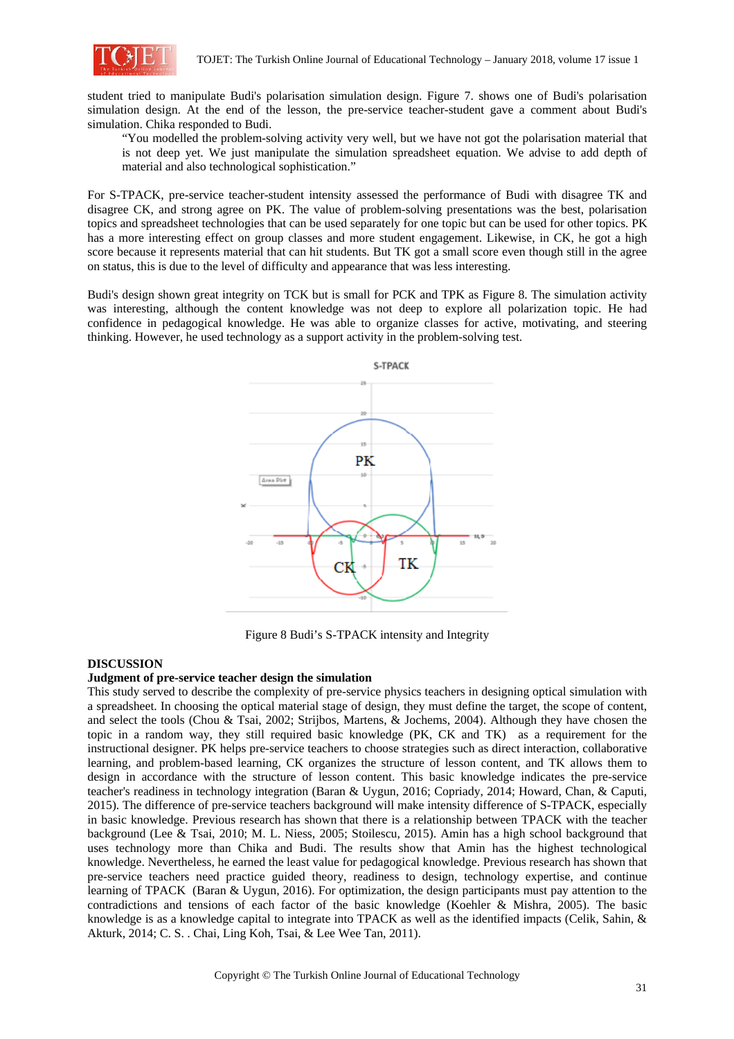student tried to manipulate Budi's polarisation simulation design. Figure 7. shows one of Budi's polarisation simulation design. At the end of the lesson, the pre-service teacher-student gave a comment about Budi's simulation. Chika responded to Budi.

> "You modelled the problem-solving activity very well, but we have not got the polarisation material that is not deep yet. We just manipulate the simulation spreadsheet equation. We advise to add depth of material and also technological sophistication."

For S-TPACK, pre-service teacher-student intensity assessed the performance of Budi with disagree TK and disagree CK, and strong agree on PK. The value of problem-solving presentations was the best, polarisation topics and spreadsheet technologies that can be used separately for one topic but can be used for other topics. PK has a more interesting effect on group classes and more student engagement. Likewise, in CK, he got a high score because it represents material that can hit students. But TK got a small score even though still in the agree on status, this is due to the level of difficulty and appearance that was less interesting.

Budi's design shown great integrity on TCK but is small for PCK and TPK as Figure 8. The simulation activity was interesting, although the content knowledge was not deep to explore all polarization topic. He had confidence in pedagogical knowledge. He was able to organize classes for active, motivating, and steering thinking. However, he used technology as a support activity in the problem-solving test.

Figure 8 Budi's S-TPACK intensity and Integrity

## DISCUSSION

### Judgment of pre-service teacher design the simulation

This study served to describe the complexity of pre-service physics teachers in designing optical simulation with a spreadsheet. In choosing the optical material stage of design, they must define the target, the scope of content, and select the tools (Chou & Tsai, 2002; Strijbos, Martens, & Jochems, 2004). Although they have chosen the topic in a random way, they still required basic knowledge (PK, CK and TK) as a requirement for the instructional designer. PK helps pre-service teachers to choose strategies such as direct interaction, collaborative learning, and problem-based learning, CK organizes the structure of lesson content, and TK allows them to design in accordance with the structure of lesson content. This basic knowledge indicates the pre-service teacher's readiness in technology integration (Baran & Uygun, 2016; Copriady, 2014; Howard, Chan, & Caputi, 2015). The difference of pre-service teachers background will make intensity difference of S-TPACK, especially in basic knowledge. Previous research has shown that there is a relationship between TPACK with the teacher background (Lee & Tsai, 2010; M. L. Niess, 2005; Stoilescu, 2015). Amin has a high school background that uses technology more than Chika and Budi. The results show that Amin has the highest technological knowledge. Nevertheless, he earned the least value for pedagogical knowledge. Previous research has shown that pre-service teachers need practice guided theory, readiness to design, technology expertise, and continue learning of TPACK (Baran & Uygun, 2016). For optimization, the design participants must pay attention to the contradictions and tensions of each factor of the basic knowledge (Koehler & Mishra, 2005). The basic knowledge is as a knowledge capital to integrate into TPACK as well as the identified impacts (Celik, Sahin, & Akturk, 2014; C. S. . Chai, Ling Koh, Tsai, & Lee Wee Tan, 2011).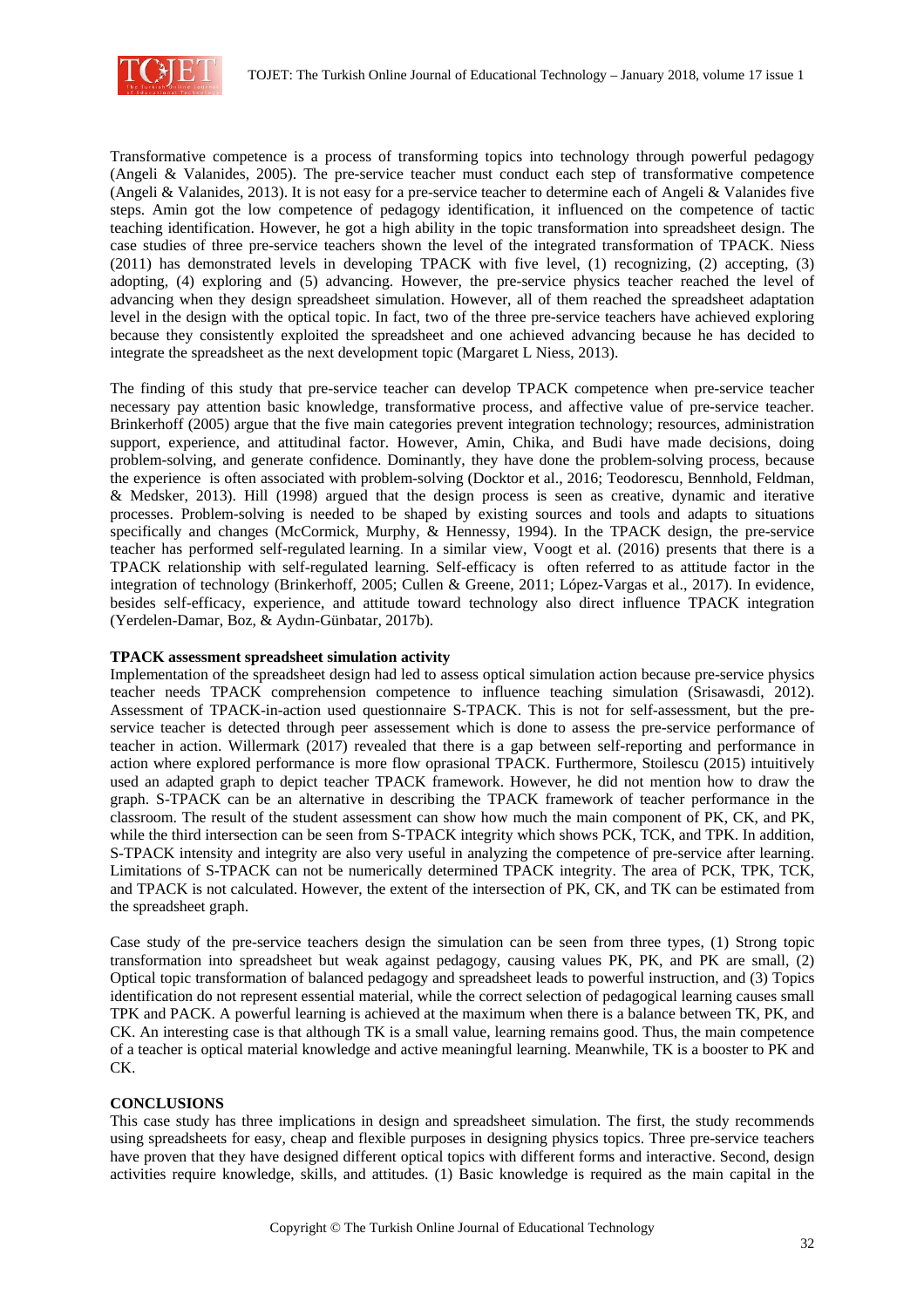Transformative competence is a process of transforming topics into technology through powerful pedagogy (Angeli & Valanides, 2005). The pre-service teacher must conduct each step of transformative competence (Angeli & Valanides, 2013). It is not easy for a pre-service teacher to determine each of Angeli & Valanides five steps. Amin got the low competence of pedagogy identification, it influenced on the competence of tactic teaching identification. However, he got a high ability in the topic transformation into spreadsheet design. The case studies of three pre-service teachers shown the level of the integrated transformation of TPACK. Niess (2011) has demonstrated levels in developing TPACK with five level, (1) recognizing, (2) accepting, (3) adopting, (4) exploring and (5) advancing. However, the pre-service physics teacher reached the level of advancing when they design spreadsheet simulation. However, all of them reached the spreadsheet adaptation level in the design with the optical topic. In fact, two of the three pre-service teachers have achieved exploring because they consistently exploited the spreadsheet and one achieved advancing because he has decided to integrate the spreadsheet as the next development topic (Margaret L Niess, 2013).

The finding of this study that pre-service teacher can develop TPACK competence when pre-service teacher necessary pay attention basic knowledge, transformative process, and affective value of pre-service teacher. Brinkerhoff (2005) argue that the five main categories prevent integration technology; resources, administration support, experience, and attitudinal factor. However, Amin, Chika, and Budi have made decisions, doing problem-solving, and generate confidence. Dominantly, they have done the problem-solving process, because the experience is often associated with problem-solving (Docktor et al., 2016; Teodorescu, Bennhold, Feldman, & Medsker, 2013). Hill (1998) argued that the design process is seen as creative, dynamic and iterative processes. Problem-solving is needed to be shaped by existing sources and tools and adapts to situations specifically and changes (McCormick, Murphy, & Hennessy, 1994). In the TPACK design, the pre-service teacher has performed self-regulated learning. In a similar view, Voogt et al. (2016) presents that there is a TPACK relationship with self-regulated learning. Self-efficacy is often referred to as attitude factor in the integration of technology (Brinkerhoff, 2005; Cullen & Greene, 2011; López-Vargas et al., 2017). In evidence, besides self-efficacy, experience, and attitude toward technology also direct influence TPACK integration (Yerdelen-Damar, Boz, & Aydın-Günbatar, 2017b).

**TPACK assessment spreadsheet simulation activity**

Implementation of the spreadsheet design had led to assess optical simulation action because pre-service physics teacher needs TPACK comprehension competence to influence teaching simulation (Srisawasdi, 2012). Assessment of TPACK-in-action used questionnaire S-TPACK. This is not for self-assessment, but the pre-service teacher is detected through peer assessement which is done to assess the pre-service performance of teacher in action. Willermark (2017) revealed that there is a gap between self-reporting and performance in action where explored performance is more flow oprasional TPACK. Furthermore, Stoilescu (2015) intuitively used an adapted graph to depict teacher TPACK framework. However, he did not mention how to draw the graph. S-TPACK can be an alternative in describing the TPACK framework of teacher performance in the classroom. The result of the student assessment can show how much the main component of PK, CK, and PK, while the third intersection can be seen from S-TPACK integrity which shows PCK, TCK, and TPK. In addition, S-TPACK intensity and integrity are also very useful in analyzing the competence of pre-service after learning. Limitations of S-TPACK can not be numerically determined TPACK integrity. The area of PCK, TPK, TCK, and TPACK is not calculated. However, the extent of the intersection of PK, CK, and TK can be estimated from the spreadsheet graph.

Case study of the pre-service teachers design the simulation can be seen from three types, (1) Strong topic transformation into spreadsheet but weak against pedagogy, causing values PK, PK, and PK are small, (2) Optical topic transformation of balanced pedagogy and spreadsheet leads to powerful instruction, and (3) Topics identification do not represent essential material, while the correct selection of pedagogical learning causes small TPK and PACK. A powerful learning is achieved at the maximum when there is a balance between TK, PK, and CK. An interesting case is that although TK is a small value, learning remains good. Thus, the main competence of a teacher is optical material knowledge and active meaningful learning. Meanwhile, TK is a booster to PK and CK.

**CONCLUSIONS**

This case study has three implications in design and spreadsheet simulation. The first, the study recommends using spreadsheets for easy, cheap and flexible purposes in designing physics topics. Three pre-service teachers have proven that they have designed different optical topics with different forms and interactive. Second, design activities require knowledge, skills, and attitudes. (1) Basic knowledge is required as the main capital in the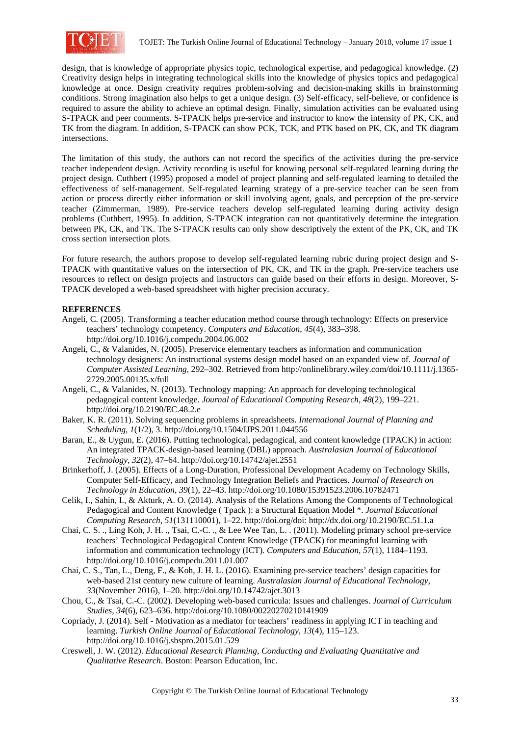design, that is knowledge of appropriate physics topic, technological expertise, and pedagogical knowledge. (2) Creativity design helps in integrating technological skills into the knowledge of physics topics and pedagogical knowledge at once. Design creativity requires problem-solving and decision-making skills in brainstorming conditions. Strong imagination also helps to get a unique design. (3) Self-efficacy, self-believe, or confidence is required to assure the ability to achieve an optimal design. Finally, simulation activities can be evaluated using S-TPACK and peer comments. S-TPACK helps pre-service and instructor to know the intensity of PK, CK, and TK from the diagram. In addition, S-TPACK can show PCK, TCK, and PTK based on PK, CK, and TK diagram intersections.

The limitation of this study, the authors can not record the specifics of the activities during the pre-service teacher independent design. Activity recording is useful for knowing personal self-regulated learning during the project design. Cuthbert (1995) proposed a model of project planning and self-regulated learning to detailed the effectiveness of self-management. Self-regulated learning strategy of a pre-service teacher can be seen from action or process directly either information or skill involving agent, goals, and perception of the pre-service teacher (Zimmerman, 1989). Pre-service teachers develop self-regulated learning during activity design problems (Cuthbert, 1995). In addition, S-TPACK integration can not quantitatively determine the integration between PK, CK, and TK. The S-TPACK results can only show descriptively the extent of the PK, CK, and TK cross section intersection plots.

For future research, the authors propose to develop self-regulated learning rubric during project design and S-TPACK with quantitative values on the intersection of PK, CK, and TK in the graph. Pre-service teachers use resources to reflect on design projects and instructors can guide based on their efforts in design. Moreover, S-TPACK developed a web-based spreadsheet with higher precision accuracy.

## REFERENCES

Angeli, C. (2005). Transforming a teacher education method course through technology: Effects on preservice teachers' technology competency. *Computers and Education*, *45*(4), 383–398. http://doi.org/10.1016/j.compedu.2004.06.002

Angeli, C., & Valanides, N. (2005). Preservice elementary teachers as information and communication technology designers: An instructional systems design model based on an expanded view of. *Journal of Computer Assisted Learning*, 292–302. Retrieved from http://onlinelibrary.wiley.com/doi/10.1111/j.1365-2729.2005.00135.x/full

Angeli, C., & Valanides, N. (2013). Technology mapping: An approach for developing technological pedagogical content knowledge. *Journal of Educational Computing Research*, *48*(2), 199–221. http://doi.org/10.2190/EC.48.2.e

Baker, K. R. (2011). Solving sequencing problems in spreadsheets. *International Journal of Planning and Scheduling*, *1*(1/2), 3. http://doi.org/10.1504/IJPS.2011.044556

Baran, E., & Uygun, E. (2016). Putting technological, pedagogical, and content knowledge (TPACK) in action: An integrated TPACK-design-based learning (DBL) approach. *Australasian Journal of Educational Technology*, *32*(2), 47–64. http://doi.org/10.14742/ajet.2551

Brinkerhoff, J. (2005). Effects of a Long-Duration, Professional Development Academy on Technology Skills, Computer Self-Efficacy, and Technology Integration Beliefs and Practices. *Journal of Research on Technology in Education*, *39*(1), 22–43. http://doi.org/10.1080/15391523.2006.10782471

Celik, I., Sahin, I., & Akturk, A. O. (2014). Analysis of the Relations Among the Components of Technological Pedagogical and Content Knowledge ( Tpack ): a Structural Equation Model *. *Journal Educational Computing Research*, *51*(131110001), 1–22. http://doi.org/doi: http://dx.doi.org/10.2190/EC.51.1.a

Chai, C. S. ., Ling Koh, J. H. ., Tsai, C.-C. ., & Lee Wee Tan, L. . (2011). Modeling primary school pre-service teachers' Technological Pedagogical Content Knowledge (TPACK) for meaningful learning with information and communication technology (ICT). *Computers and Education*, *57*(1), 1184–1193. http://doi.org/10.1016/j.compedu.2011.01.007

Chai, C. S., Tan, L., Deng, F., & Koh, J. H. L. (2016). Examining pre-service teachers' design capacities for web-based 21st century new culture of learning. *Australasian Journal of Educational Technology*, *33*(November 2016), 1–20. http://doi.org/10.14742/ajet.3013

Chou, C., & Tsai, C.-C. (2002). Developing web-based curricula: Issues and challenges. *Journal of Curriculum Studies*, *34*(6), 623–636. http://doi.org/10.1080/00220270210141909

Copriady, J. (2014). Self - Motivation as a mediator for teachers' readiness in applying ICT in teaching and learning. *Turkish Online Journal of Educational Technology*, *13*(4), 115–123. http://doi.org/10.1016/j.sbspro.2015.01.529

Creswell, J. W. (2012). *Educational Research Planning, Conducting and Evaluating Quantitative and Qualitative Research*. Boston: Pearson Education, Inc.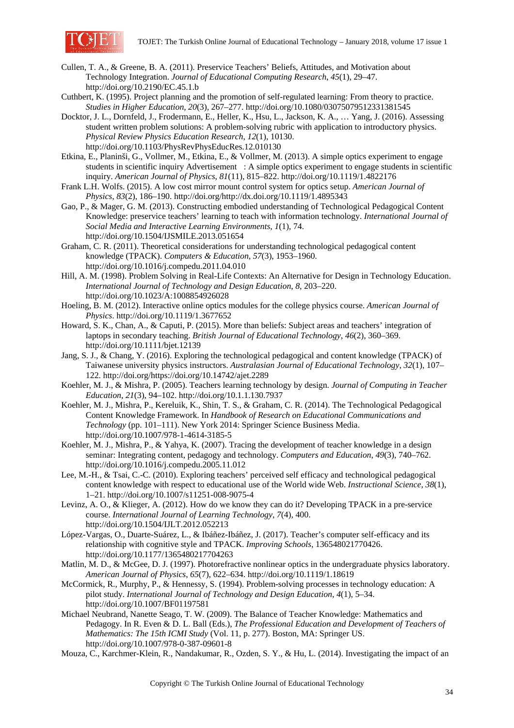Cullen, T. A., & Greene, B. A. (2011). Preservice Teachers' Beliefs, Attitudes, and Motivation about Technology Integration. *Journal of Educational Computing Research*, *45*(1), 29–47. http://doi.org/10.2190/EC.45.1.b

Cuthbert, K. (1995). Project planning and the promotion of self-regulated learning: From theory to practice. *Studies in Higher Education*, *20*(3), 267–277. http://doi.org/10.1080/03075079512331381545

Docktor, J. L., Dornfeld, J., Frodermann, E., Heller, K., Hsu, L., Jackson, K. A., … Yang, J. (2016). Assessing student written problem solutions: A problem-solving rubric with application to introductory physics. *Physical Review Physics Education Research*, *12*(1), 10130. http://doi.org/10.1103/PhysRevPhysEducRes.12.010130

Etkina, E., Planinši, G., Vollmer, M., Etkina, E., & Vollmer, M. (2013). A simple optics experiment to engage students in scientific inquiry Advertisement : A simple optics experiment to engage students in scientific inquiry. *American Journal of Physics*, *81*(11), 815–822. http://doi.org/10.1119/1.4822176

Frank L.H. Wolfs. (2015). A low cost mirror mount control system for optics setup. *American Journal of Physics*, *83*(2), 186–190. http://doi.org/http://dx.doi.org/10.1119/1.4895343

Gao, P., & Mager, G. M. (2013). Constructing embodied understanding of Technological Pedagogical Content Knowledge: preservice teachers' learning to teach with information technology. *International Journal of Social Media and Interactive Learning Environments*, *1*(1), 74. http://doi.org/10.1504/IJSMILE.2013.051654

Graham, C. R. (2011). Theoretical considerations for understanding technological pedagogical content knowledge (TPACK). *Computers & Education*, *57*(3), 1953–1960. http://doi.org/10.1016/j.compedu.2011.04.010

Hill, A. M. (1998). Problem Solving in Real-Life Contexts: An Alternative for Design in Technology Education. *International Journal of Technology and Design Education*, *8*, 203–220. http://doi.org/10.1023/A:1008854926028

Hoeling, B. M. (2012). Interactive online optics modules for the college physics course. *American Journal of Physics*. http://doi.org/10.1119/1.3677652

Howard, S. K., Chan, A., & Caputi, P. (2015). More than beliefs: Subject areas and teachers' integration of laptops in secondary teaching. *British Journal of Educational Technology*, *46*(2), 360–369. http://doi.org/10.1111/bjet.12139

Jang, S. J., & Chang, Y. (2016). Exploring the technological pedagogical and content knowledge (TPACK) of Taiwanese university physics instructors. *Australasian Journal of Educational Technology*, *32*(1), 107–122. http://doi.org/https://doi.org/10.14742/ajet.2289

Koehler, M. J., & Mishra, P. (2005). Teachers learning technology by design. *Journal of Computing in Teacher Education*, *21*(3), 94–102. http://doi.org/10.1.1.130.7937

Koehler, M. J., Mishra, P., Kereluik, K., Shin, T. S., & Graham, C. R. (2014). The Technological Pedagogical Content Knowledge Framework. In *Handbook of Research on Educational Communications and Technology* (pp. 101–111). New York 2014: Springer Science Business Media. http://doi.org/10.1007/978-1-4614-3185-5

Koehler, M. J., Mishra, P., & Yahya, K. (2007). Tracing the development of teacher knowledge in a design seminar: Integrating content, pedagogy and technology. *Computers and Education*, *49*(3), 740–762. http://doi.org/10.1016/j.compedu.2005.11.012

Lee, M.-H., & Tsai, C.-C. (2010). Exploring teachers' perceived self efficacy and technological pedagogical content knowledge with respect to educational use of the World wide Web. *Instructional Science*, *38*(1), 1–21. http://doi.org/10.1007/s11251-008-9075-4

Levinz, A. O., & Klieger, A. (2012). How do we know they can do it? Developing TPACK in a pre-service course. *International Journal of Learning Technology*, *7*(4), 400. http://doi.org/10.1504/IJLT.2012.052213

López-Vargas, O., Duarte-Suárez, L., & Ibáñez-Ibáñez, J. (2017). Teacher's computer self-efficacy and its relationship with cognitive style and TPACK. *Improving Schools*, 136548021770426. http://doi.org/10.1177/1365480217704263

Matlin, M. D., & McGee, D. J. (1997). Photorefractive nonlinear optics in the undergraduate physics laboratory. *American Journal of Physics*, *65*(7), 622–634. http://doi.org/10.1119/1.18619

McCormick, R., Murphy, P., & Hennessy, S. (1994). Problem-solving processes in technology education: A pilot study. *International Journal of Technology and Design Education*, *4*(1), 5–34. http://doi.org/10.1007/BF01197581

Michael Neubrand, Nanette Seago, T. W. (2009). The Balance of Teacher Knowledge: Mathematics and Pedagogy. In R. Even & D. L. Ball (Eds.), *The Professional Education and Development of Teachers of Mathematics: The 15th ICMI Study* (Vol. 11, p. 277). Boston, MA: Springer US. http://doi.org/10.1007/978-0-387-09601-8

Mouza, C., Karchmer-Klein, R., Nandakumar, R., Ozden, S. Y., & Hu, L. (2014). Investigating the impact of an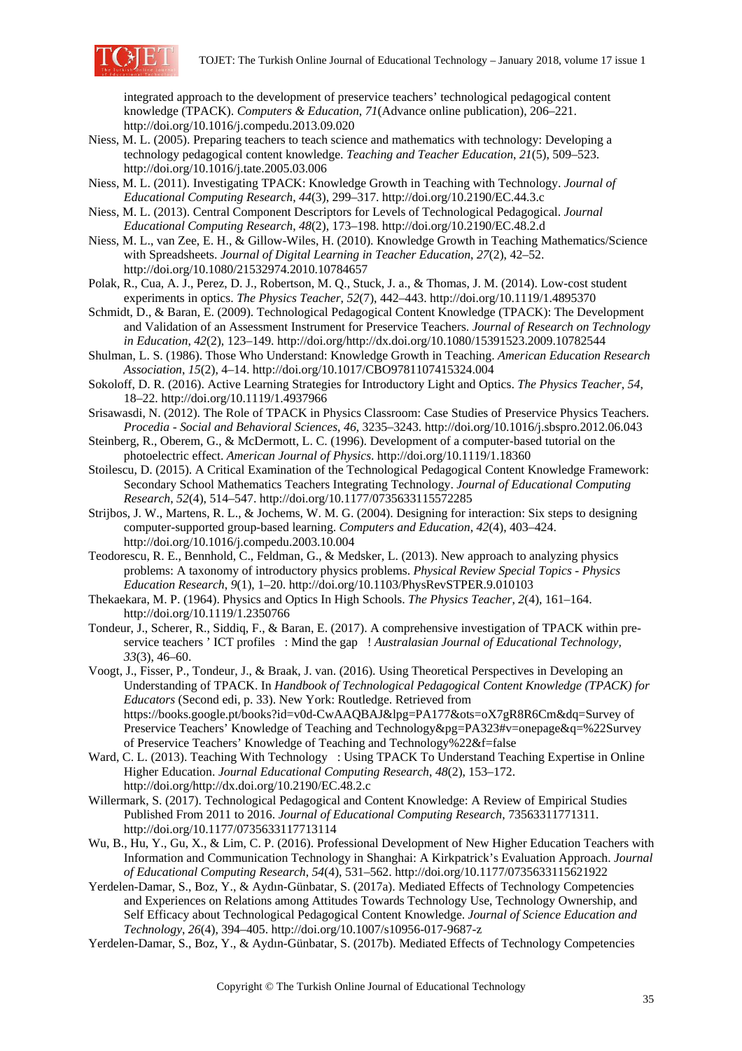integrated approach to the development of preservice teachers' technological pedagogical content knowledge (TPACK). *Computers & Education*, *71*(Advance online publication), 206–221. http://doi.org/10.1016/j.compedu.2013.09.020

Niess, M. L. (2005). Preparing teachers to teach science and mathematics with technology: Developing a technology pedagogical content knowledge. *Teaching and Teacher Education*, *21*(5), 509–523. http://doi.org/10.1016/j.tate.2005.03.006

Niess, M. L. (2011). Investigating TPACK: Knowledge Growth in Teaching with Technology. *Journal of Educational Computing Research*, *44*(3), 299–317. http://doi.org/10.2190/EC.44.3.c

Niess, M. L. (2013). Central Component Descriptors for Levels of Technological Pedagogical. *Journal Educational Computing Research*, *48*(2), 173–198. http://doi.org/10.2190/EC.48.2.d

Niess, M. L., van Zee, E. H., & Gillow-Wiles, H. (2010). Knowledge Growth in Teaching Mathematics/Science with Spreadsheets. *Journal of Digital Learning in Teacher Education*, *27*(2), 42–52. http://doi.org/10.1080/21532974.2010.10784657

Polak, R., Cua, A. J., Perez, D. J., Robertson, M. Q., Stuck, J. a., & Thomas, J. M. (2014). Low-cost student experiments in optics. *The Physics Teacher*, *52*(7), 442–443. http://doi.org/10.1119/1.4895370

Schmidt, D., & Baran, E. (2009). Technological Pedagogical Content Knowledge (TPACK): The Development and Validation of an Assessment Instrument for Preservice Teachers. *Journal of Research on Technology in Education*, *42*(2), 123–149. http://doi.org/http://dx.doi.org/10.1080/15391523.2009.10782544

Shulman, L. S. (1986). Those Who Understand: Knowledge Growth in Teaching. *American Education Research Association*, *15*(2), 4–14. http://doi.org/10.1017/CBO9781107415324.004

Sokoloff, D. R. (2016). Active Learning Strategies for Introductory Light and Optics. *The Physics Teacher*, *54*, 18–22. http://doi.org/10.1119/1.4937966

Srisawasdi, N. (2012). The Role of TPACK in Physics Classroom: Case Studies of Preservice Physics Teachers. *Procedia - Social and Behavioral Sciences*, *46*, 3235–3243. http://doi.org/10.1016/j.sbspro.2012.06.043

Steinberg, R., Oberem, G., & McDermott, L. C. (1996). Development of a computer-based tutorial on the photoelectric effect. *American Journal of Physics*. http://doi.org/10.1119/1.18360

Stoilescu, D. (2015). A Critical Examination of the Technological Pedagogical Content Knowledge Framework: Secondary School Mathematics Teachers Integrating Technology. *Journal of Educational Computing Research*, *52*(4), 514–547. http://doi.org/10.1177/0735633115572285

Strijbos, J. W., Martens, R. L., & Jochems, W. M. G. (2004). Designing for interaction: Six steps to designing computer-supported group-based learning. *Computers and Education*, *42*(4), 403–424. http://doi.org/10.1016/j.compedu.2003.10.004

Teodorescu, R. E., Bennhold, C., Feldman, G., & Medsker, L. (2013). New approach to analyzing physics problems: A taxonomy of introductory physics problems. *Physical Review Special Topics - Physics Education Research*, *9*(1), 1–20. http://doi.org/10.1103/PhysRevSTPER.9.010103

Thekaekara, M. P. (1964). Physics and Optics In High Schools. *The Physics Teacher*, *2*(4), 161–164. http://doi.org/10.1119/1.2350766

Tondeur, J., Scherer, R., Siddiq, F., & Baran, E. (2017). A comprehensive investigation of TPACK within pre-service teachers ' ICT profiles : Mind the gap ! *Australasian Journal of Educational Technology*, *33*(3), 46–60.

Voogt, J., Fisser, P., Tondeur, J., & Braak, J. van. (2016). Using Theoretical Perspectives in Developing an Understanding of TPACK. In *Handbook of Technological Pedagogical Content Knowledge (TPACK) for Educators* (Second edi, p. 33). New York: Routledge. Retrieved from https://books.google.pt/books?id=v0d-CwAAQBAJ&lpg=PA177&ots=oX7gR8R6Cm&dq=Survey of Preservice Teachers' Knowledge of Teaching and Technology&pg=PA323#v=onepage&q=%22Survey of Preservice Teachers' Knowledge of Teaching and Technology%22&f=false

Ward, C. L. (2013). Teaching With Technology : Using TPACK To Understand Teaching Expertise in Online Higher Education. *Journal Educational Computing Research*, *48*(2), 153–172. http://doi.org/http://dx.doi.org/10.2190/EC.48.2.c

Willermark, S. (2017). Technological Pedagogical and Content Knowledge: A Review of Empirical Studies Published From 2011 to 2016. *Journal of Educational Computing Research*, 73563311771311. http://doi.org/10.1177/0735633117713114

Wu, B., Hu, Y., Gu, X., & Lim, C. P. (2016). Professional Development of New Higher Education Teachers with Information and Communication Technology in Shanghai: A Kirkpatrick's Evaluation Approach. *Journal of Educational Computing Research*, *54*(4), 531–562. http://doi.org/10.1177/0735633115621922

Yerdelen-Damar, S., Boz, Y., & Aydın-Günbatar, S. (2017a). Mediated Effects of Technology Competencies and Experiences on Relations among Attitudes Towards Technology Use, Technology Ownership, and Self Efficacy about Technological Pedagogical Content Knowledge. *Journal of Science Education and Technology*, *26*(4), 394–405. http://doi.org/10.1007/s10956-017-9687-z

Yerdelen-Damar, S., Boz, Y., & Aydın-Günbatar, S. (2017b). Mediated Effects of Technology Competencies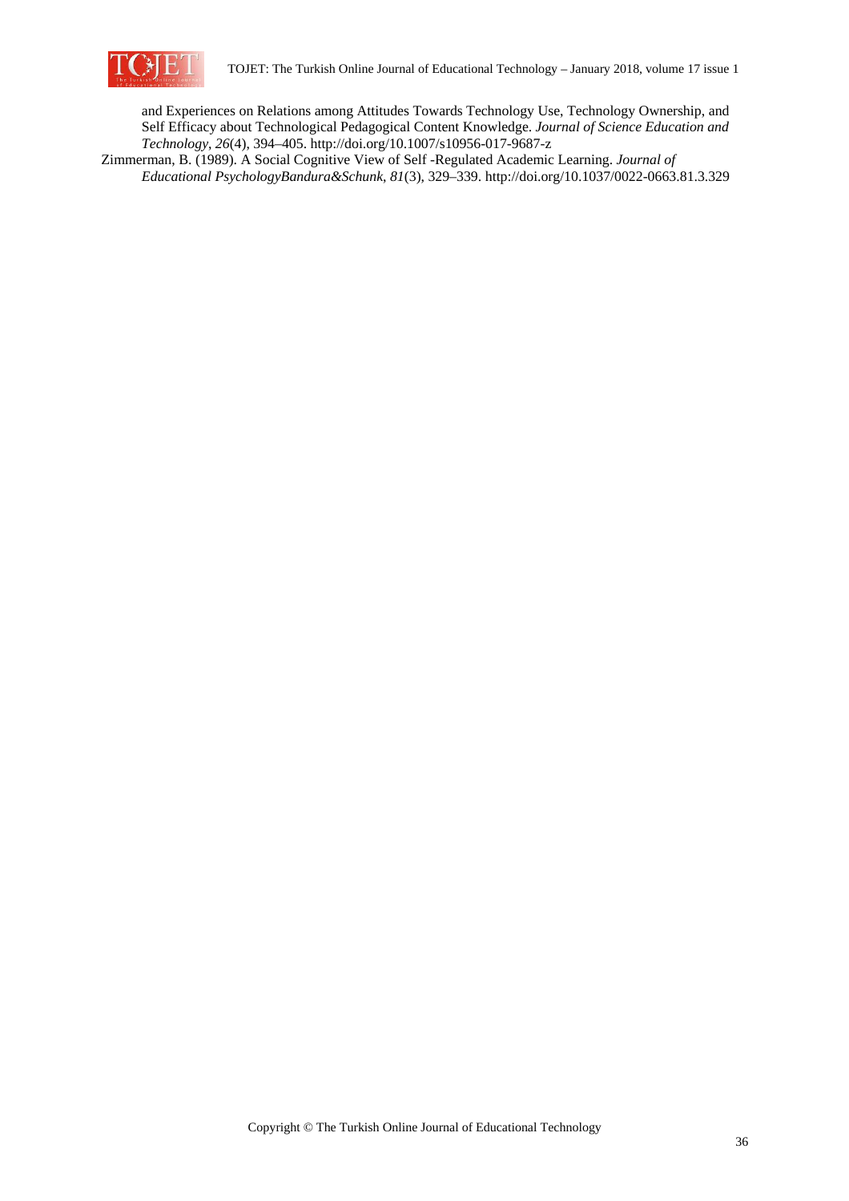and Experiences on Relations among Attitudes Towards Technology Use, Technology Ownership, and Self Efficacy about Technological Pedagogical Content Knowledge. *Journal of Science Education and Technology*, *26*(4), 394–405. http://doi.org/10.1007/s10956-017-9687-z

Zimmerman, B. (1989). A Social Cognitive View of Self -Regulated Academic Learning. *Journal of Educational PsychologyBandura&Schunk*, *81*(3), 329–339. http://doi.org/10.1037/0022-0663.81.3.329